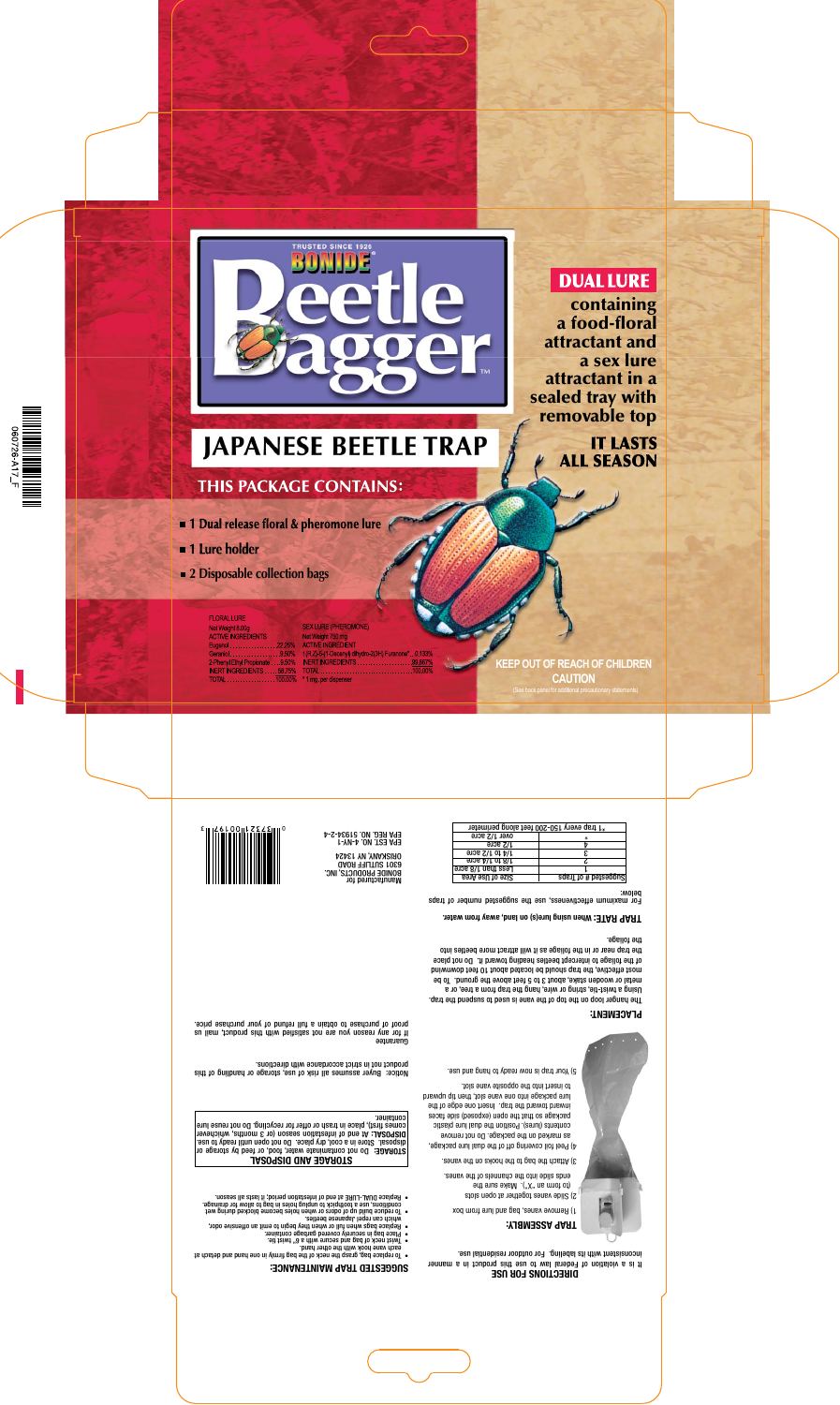TRUSTED SINCE 1926

BONIDE®

# Beetle Bagger™

# JAPANESE BEETLE TRAP

## THIS PACKAGE CONTAINS:

- 1 Dual release floral & pheromone lure
- 1 Lure holder
- 2 Disposable collection bags

**DUAL LURE** containing a food-floral attractant and a sex lure attractant in a sealed tray with removable top

**IT LASTS ALL SEASON**

FLORAL LURE
Net Weight 8.03g
ACTIVE INGREDIENTS
Eugenol . . . . . . . . . . . . . . . 22.25%
Geraniol . . . . . . . . . . . . . . . 9.50%
2-Phenyl Ethyl Propionate . . . 9.50%
INERT INGREDIENTS . . . . . 58.75%
TOTAL . . . . . . . . . . . . . . . 100.00%

SEX LURE (PHEROMONE)
Net Weight 750 mg
ACTIVE INGREDIENT
1(R,Z)-5-(1-Decenyl) dihydro-2(3H)-Furanone* . . 0.133%
INERT INGREDIENTS . . . . . . . . . . . . . . . . . . 99.867%
TOTAL . . . . . . . . . . . . . . . . . . . . . . . . . . . . 100.00%
* 1 mg. per dispenser

**KEEP OUT OF REACH OF CHILDREN**
**CAUTION**
(See back panel for additional precautionary statements)

## DIRECTIONS FOR USE

It is a violation of Federal law to use this product in a manner inconsistent with its labeling. For outdoor residential use.

### TRAP ASSEMBLY:

1) Remove vanes, bag and lure from box
2) Slide vanes together at open slots (to form an "X"). Make sure the ends slide into the channels of the vanes.
3) Attach the bag to the hooks on the vanes.
4) Peel foil covering off of the dual lure package, as marked on the package. Do not remove contents (lures). Position the dual lure plastic package so that the open (exposed) side faces inward toward the trap. Insert one edge of the lure package into one vane slot, then tip upward to insert into the opposite vane slot.
5) Your trap is now ready to hang and use.

### PLACEMENT:

The hanger loop on the top of the vane is used to suspend the trap. Using a twist-tie, string or wire, hang the trap from a tree, or a metal or wooden stake, about 3 to 5 feet above the ground. To be most effective, the trap should be located about 10 feet downwind of the foliage to intercept beetles heading toward it. Do not place the trap near or in the foliage as it will attract more beetles into the foliage.

**TRAP RATE: When using lure(s) on land, away from water.**

For maximum effectiveness, use the suggested number of traps below:

| Size of Use Area | Suggested # of Traps |
|---|---|
| Less than 1/8 acre | 1 |
| 1/8 to 1/4 acre | 2 |
| 1/4 to 1/2 acre | 3 |
| 1/2 acre | 4 |
| over 1/2 acre | * |

* 1 trap every 150-200 feet along perimeter

### SUGGESTED TRAP MAINTENANCE:

- To replace bag, grasp the neck of the bag firmly in one hand and detach each vane hook with the other hand.
- Twist neck of bag and secure with a 6" twist tie.
- Place bag in securely covered garbage container.
- Replace bags when full or when they begin to emit an offensive odor, which can repel Japanese beetles.
- To reduce build up of odors or when holes become blocked during wet conditions, use a toothpick to unplug holes in bag to allow for drainage.
- Replace DUAL-LURE at end of infestation period; it lasts all season.

### STORAGE AND DISPOSAL

**STORAGE:** Do not contaminate water, food, or feed by storage or disposal. Store in a cool, dry place. Do not open until ready to use.
**DISPOSAL:** At end of infestation season (or 3 months, whichever comes first), place in trash or offer for recycling. Do not reuse lure container.

Notice: Buyer assumes all risk of use, storage or handling of this product not in strict accordance with directions.

Guarantee
If for any reason you are not satisfied with this product, mail us proof of purchase to obtain a full refund of your purchase price.

Manufactured for
BONIDE PRODUCTS, INC.
6301 SUTLIFF ROAD
ORISKANY, NY 13424
EPA EST. NO. 4-NY-1
EPA REG. NO. 61934-2-4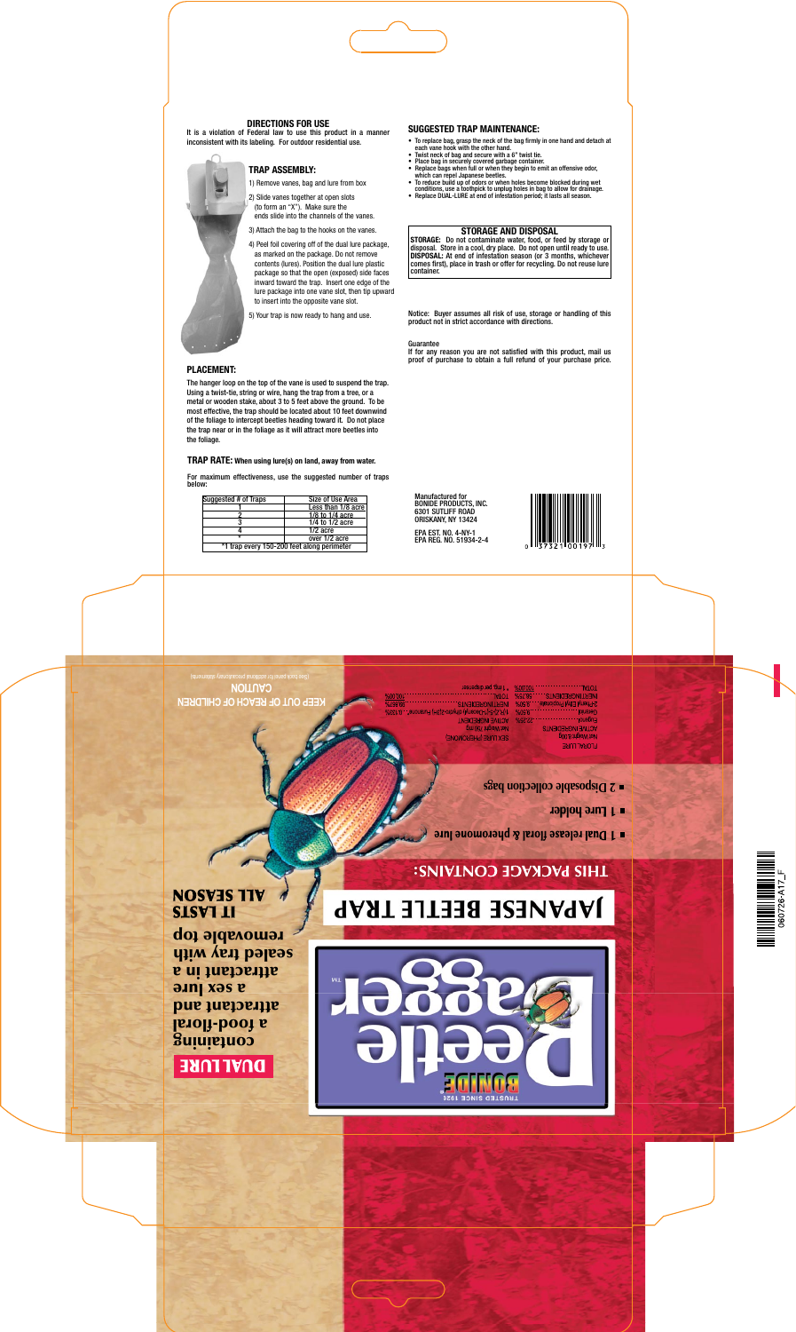## DIRECTIONS FOR USE

**It is a violation of Federal law to use this product in a manner inconsistent with its labeling. For outdoor residential use.**

### TRAP ASSEMBLY:

1) Remove vanes, bag and lure from box

2) Slide vanes together at open slots (to form an "X"). Make sure the ends slide into the channels of the vanes.

3) Attach the bag to the hooks on the vanes.

4) Peel foil covering off of the dual lure package, as marked on the package. Do not remove contents (lures). Position the dual lure plastic package so that the open (exposed) side faces inward toward the trap. Insert one edge of the lure package into one vane slot, then tip upward to insert into the opposite vane slot.

5) Your trap is now ready to hang and use.

### PLACEMENT:

The hanger loop on the top of the vane is used to suspend the trap. Using a twist-tie, string or wire, hang the trap from a tree, or a metal or wooden stake, about 3 to 5 feet above the ground. To be most effective, the trap should be located about 10 feet downwind of the foliage to intercept beetles heading toward it. Do not place the trap near or in the foliage as it will attract more beetles into the foliage.

**TRAP RATE:** When using lure(s) on land, away from water.

For maximum effectiveness, use the suggested number of traps below:

| Suggested # of Traps | Size of Use Area |
|---|---|
| 1 | Less than 1/8 acre |
| 2 | 1/8 to 1/4 acre |
| 3 | 1/4 to 1/2 acre |
| 4 | 1/2 acre |
| * | over 1/2 acre |
| *1 trap every 150-200 feet along perimeter | |

### SUGGESTED TRAP MAINTENANCE:

- To replace bag, grasp the neck of the bag firmly in one hand and detach at each vane hook with the other hand.
- Twist neck of bag and secure with a 6" twist tie.
- Place bag in securely covered garbage container.
- Replace bags when full or when they begin to emit an offensive odor, which can repel Japanese beetles.
- To reduce build up of odors or when holes become blocked during wet conditions, use a toothpick to unplug holes in bag to allow for drainage.
- Replace DUAL-LURE at end of infestation period; it lasts all season.

### STORAGE AND DISPOSAL

**STORAGE:** Do not contaminate water, food, or feed by storage or disposal. Store in a cool, dry place. Do not open until ready to use.
**DISPOSAL:** At end of infestation season (or 3 months, whichever comes first), place in trash or offer for recycling. Do not reuse lure container.

Notice: Buyer assumes all risk of use, storage or handling of this product not in strict accordance with directions.

Guarantee
If for any reason you are not satisfied with this product, mail us proof of purchase to obtain a full refund of your purchase price.

Manufactured for
BONIDE PRODUCTS, INC.
6301 SUTLIFF ROAD
ORISKANY, NY 13424

EPA EST. NO. 4-NY-1
EPA REG. NO. 51934-2-4

0 37321 00197 3

TRUSTED SINCE 1926
BONIDE

# Beetle Bagger™

## JAPANESE BEETLE TRAP

**DUAL LURE**

**containing a food-floral attractant and a sex lure attractant in a sealed tray with removable top**

**IT LASTS ALL SEASON**

### THIS PACKAGE CONTAINS:

- 1 Dual release floral & pheromone lure
- 1 Lure holder
- 2 Disposable collection bags

FLORAL LURE
Net Weight 8.00g

| ACTIVE INGREDIENTS | |
|---|---|
| Eugenol | 22.25% |
| Geraniol | 8.65% |
| 2-Phenyl Ethyl Propionate | 8.50% |
| INERT INGREDIENTS | 60.70% |
| TOTAL | 100.00% |

SEX LURE (PHEROMONE)
Net Weight 750 mg

| ACTIVE INGREDIENT | |
|---|---|
| (R,Z)-5-(1-Decenyl) dihydro-2(3H) Furanone*. | 0.133% |
| INERT INGREDIENTS | 99.867% |
| TOTAL | 100.00% |

* 1 mg. per dispenser

KEEP OUT OF REACH OF CHILDREN
CAUTION
(See back panel for additional precautionary statements)

060726-A17_F